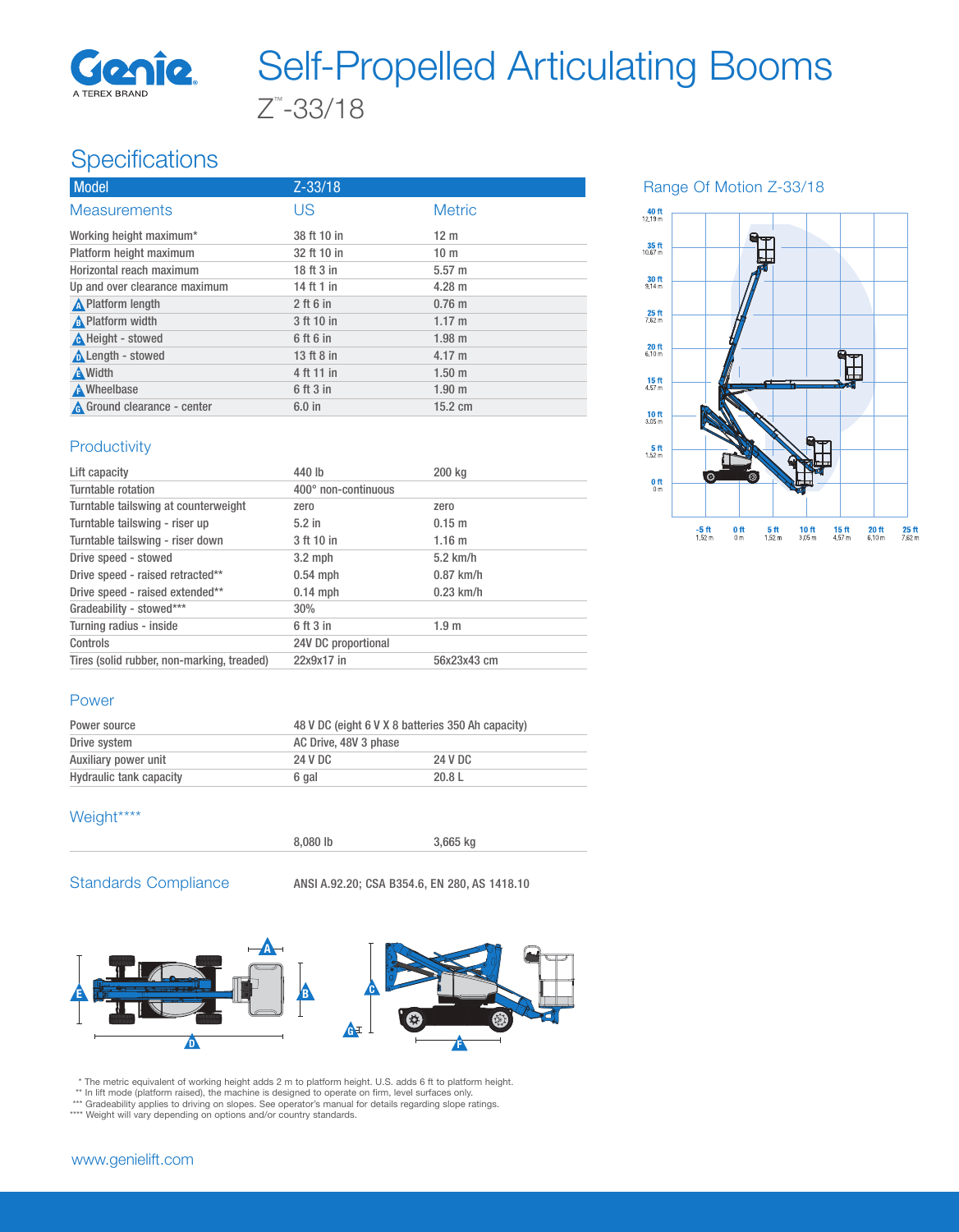# Self-Propelled Articulating Booms

Z™-33/18

## Specifications

| Model | Z-33/18 | |
|---|---|---|
| **Measurements** | **US** | **Metric** |
| Working height maximum* | 38 ft 10 in | 12 m |
| Platform height maximum | 32 ft 10 in | 10 m |
| Horizontal reach maximum | 18 ft 3 in | 5.57 m |
| Up and over clearance maximum | 14 ft 1 in | 4.28 m |
| A Platform length | 2 ft 6 in | 0.76 m |
| B Platform width | 3 ft 10 in | 1.17 m |
| C Height - stowed | 6 ft 6 in | 1.98 m |
| D Length - stowed | 13 ft 8 in | 4.17 m |
| E Width | 4 ft 11 in | 1.50 m |
| F Wheelbase | 6 ft 3 in | 1.90 m |
| G Ground clearance - center | 6.0 in | 15.2 cm |

### Productivity

| | | |
|---|---|---|
| Lift capacity | 440 lb | 200 kg |
| Turntable rotation | 400° non-continuous | |
| Turntable tailswing at counterweight | zero | zero |
| Turntable tailswing - riser up | 5.2 in | 0.15 m |
| Turntable tailswing - riser down | 3 ft 10 in | 1.16 m |
| Drive speed - stowed | 3.2 mph | 5.2 km/h |
| Drive speed - raised retracted** | 0.54 mph | 0.87 km/h |
| Drive speed - raised extended** | 0.14 mph | 0.23 km/h |
| Gradeability - stowed*** | 30% | |
| Turning radius - inside | 6 ft 3 in | 1.9 m |
| Controls | 24V DC proportional | |
| Tires (solid rubber, non-marking, treaded) | 22x9x17 in | 56x23x43 cm |

### Power

| | | |
|---|---|---|
| Power source | 48 V DC (eight 6 V X 8 batteries 350 Ah capacity) | |
| Drive system | AC Drive, 48V 3 phase | |
| Auxiliary power unit | 24 V DC | 24 V DC |
| Hydraulic tank capacity | 6 gal | 20.8 L |

### Weight****

| | | |
|---|---|---|
| | 8,080 lb | 3,665 kg |

### Standards Compliance

ANSI A.92.20; CSA B354.6, EN 280, AS 1418.10

## Range Of Motion Z-33/18

40 ft 12.19 m
35 ft 10.67 m
30 ft 9.14 m
25 ft 7.62 m
20 ft 6.10 m
15 ft 4.57 m
10 ft 3.05 m
5 ft 1.52 m
0 ft 0 m

-5 ft 1.52 m
0 ft 0 m
5 ft 1.52 m
10 ft 3.05 m
15 ft 4.57 m
20 ft 6.10 m
25 ft 7.62 m

\* The metric equivalent of working height adds 2 m to platform height. U.S. adds 6 ft to platform height.
** In lift mode (platform raised), the machine is designed to operate on firm, level surfaces only.
*** Gradeability applies to driving on slopes. See operator's manual for details regarding slope ratings.
**** Weight will vary depending on options and/or country standards.

www.genielift.com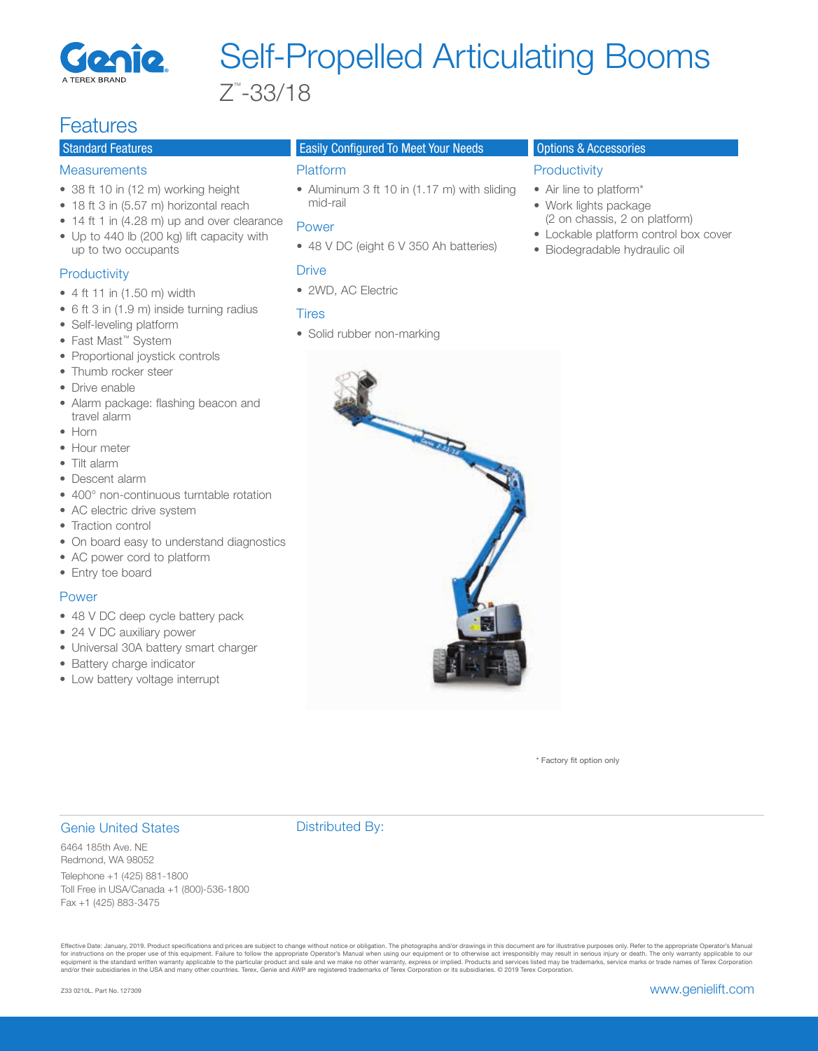# Self-Propelled Articulating Booms

Z™-33/18

## Features

### Standard Features

#### Measurements

- 38 ft 10 in (12 m) working height
- 18 ft 3 in (5.57 m) horizontal reach
- 14 ft 1 in (4.28 m) up and over clearance
- Up to 440 lb (200 kg) lift capacity with up to two occupants

#### Productivity

- 4 ft 11 in (1.50 m) width
- 6 ft 3 in (1.9 m) inside turning radius
- Self-leveling platform
- Fast Mast™ System
- Proportional joystick controls
- Thumb rocker steer
- Drive enable
- Alarm package: flashing beacon and travel alarm
- Horn
- Hour meter
- Tilt alarm
- Descent alarm
- 400° non-continuous turntable rotation
- AC electric drive system
- Traction control
- On board easy to understand diagnostics
- AC power cord to platform
- Entry toe board

#### Power

- 48 V DC deep cycle battery pack
- 24 V DC auxiliary power
- Universal 30A battery smart charger
- Battery charge indicator
- Low battery voltage interrupt

### Easily Configured To Meet Your Needs

#### Platform

- Aluminum 3 ft 10 in (1.17 m) with sliding mid-rail

#### Power

- 48 V DC (eight 6 V 350 Ah batteries)

#### Drive

- 2WD, AC Electric

#### Tires

- Solid rubber non-marking

### Options & Accessories

#### Productivity

- Air line to platform*
- Work lights package (2 on chassis, 2 on platform)
- Lockable platform control box cover
- Biodegradable hydraulic oil

\* Factory fit option only

### Genie United States

6464 185th Ave. NE
Redmond, WA 98052

Telephone +1 (425) 881-1800
Toll Free in USA/Canada +1 (800)-536-1800
Fax +1 (425) 883-3475

### Distributed By:

Effective Date: January, 2019. Product specifications and prices are subject to change without notice or obligation. The photographs and/or drawings in this document are for illustrative purposes only. Refer to the appropriate Operator's Manual for instructions on the proper use of this equipment. Failure to follow the appropriate Operator's Manual when using our equipment or to otherwise act irresponsibly may result in serious injury or death. The only warranty applicable to our equipment is the standard written warranty applicable to the particular product and sale and we make no other warranty, express or implied. Products and services listed may be trademarks, service marks or trade names of Terex Corporation and/or their subsidiaries in the USA and many other countries. Terex, Genie and AWP are registered trademarks of Terex Corporation or its subsidiaries. © 2019 Terex Corporation.

Z33 0210L. Part No. 127309

www.genielift.com